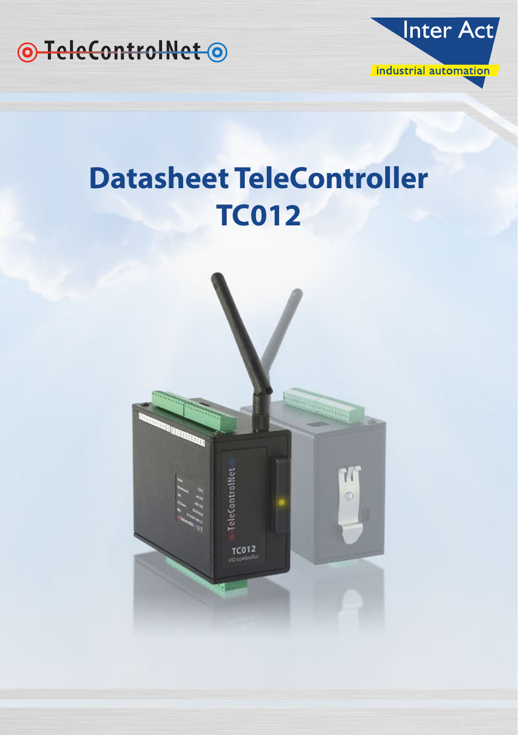TeleControlNet

Inter Act

industrial automation

# Datasheet TeleController TC012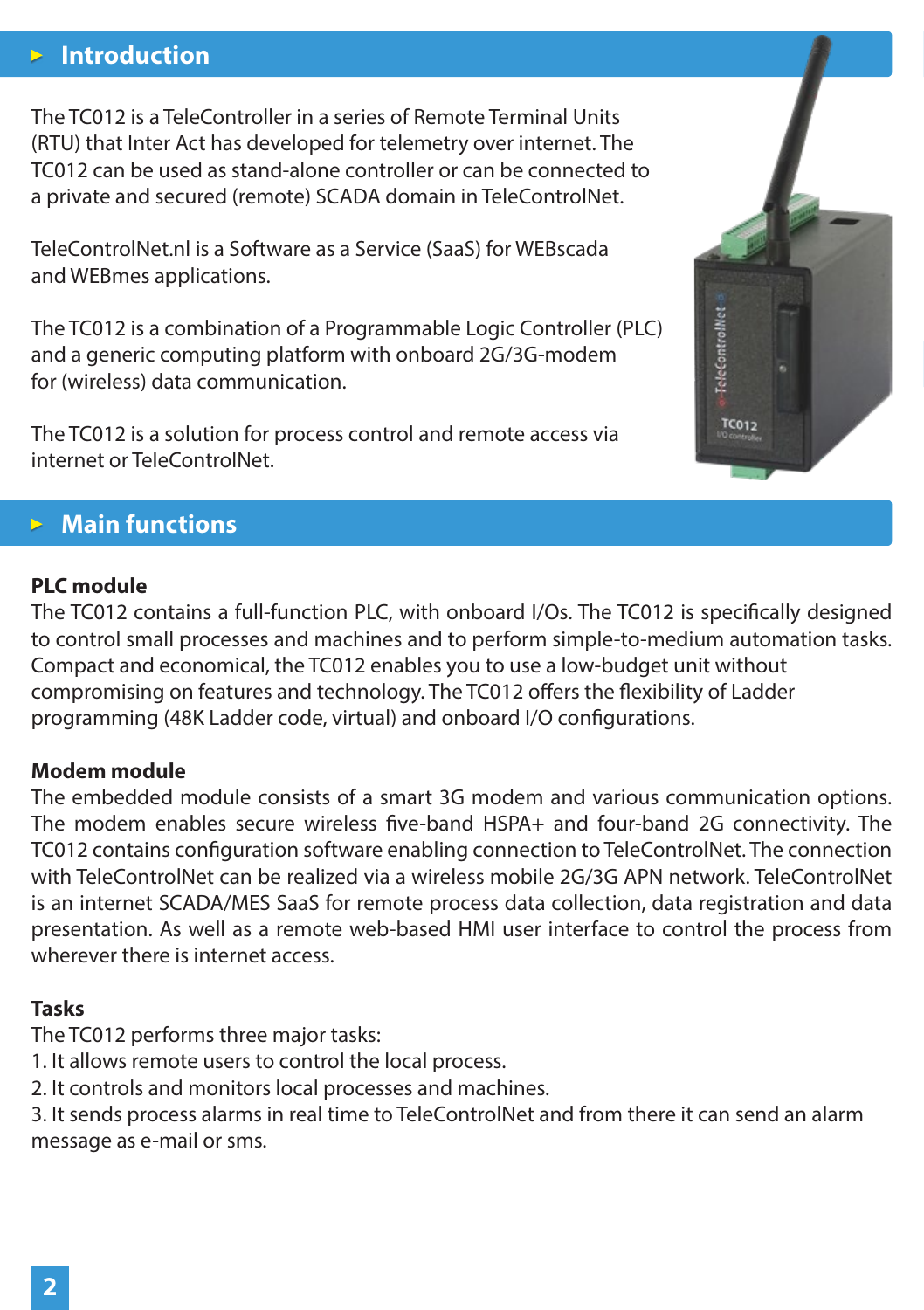## Introduction

The TC012 is a TeleController in a series of Remote Terminal Units (RTU) that Inter Act has developed for telemetry over internet. The TC012 can be used as stand-alone controller or can be connected to a private and secured (remote) SCADA domain in TeleControlNet.

TeleControlNet.nl is a Software as a Service (SaaS) for WEBscada and WEBmes applications.

The TC012 is a combination of a Programmable Logic Controller (PLC) and a generic computing platform with onboard 2G/3G-modem for (wireless) data communication.

The TC012 is a solution for process control and remote access via internet or TeleControlNet.

## Main functions

**PLC module**
The TC012 contains a full-function PLC, with onboard I/Os. The TC012 is specifically designed to control small processes and machines and to perform simple-to-medium automation tasks. Compact and economical, the TC012 enables you to use a low-budget unit without compromising on features and technology. The TC012 offers the flexibility of Ladder programming (48K Ladder code, virtual) and onboard I/O configurations.

**Modem module**
The embedded module consists of a smart 3G modem and various communication options. The modem enables secure wireless five-band HSPA+ and four-band 2G connectivity. The TC012 contains configuration software enabling connection to TeleControlNet. The connection with TeleControlNet can be realized via a wireless mobile 2G/3G APN network. TeleControlNet is an internet SCADA/MES SaaS for remote process data collection, data registration and data presentation. As well as a remote web-based HMI user interface to control the process from wherever there is internet access.

**Tasks**
The TC012 performs three major tasks:
1. It allows remote users to control the local process.
2. It controls and monitors local processes and machines.
3. It sends process alarms in real time to TeleControlNet and from there it can send an alarm message as e-mail or sms.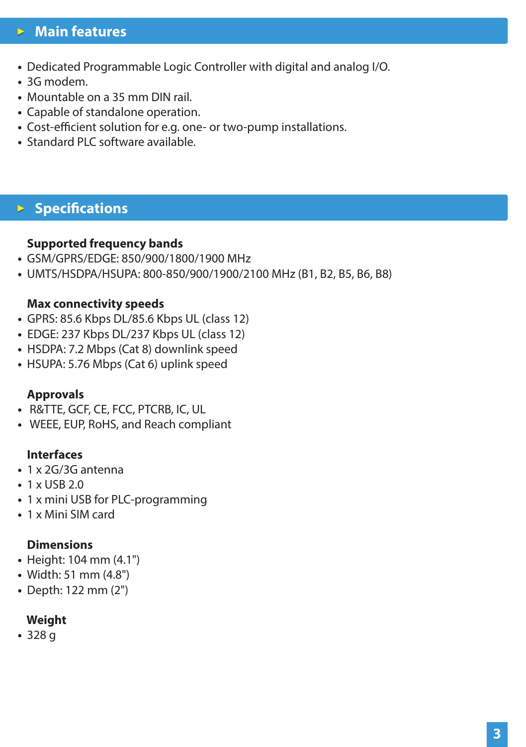## Main features

- Dedicated Programmable Logic Controller with digital and analog I/O.
- 3G modem.
- Mountable on a 35 mm DIN rail.
- Capable of standalone operation.
- Cost-efficient solution for e.g. one- or two-pump installations.
- Standard PLC software available.

## Specifications

**Supported frequency bands**

- GSM/GPRS/EDGE: 850/900/1800/1900 MHz
- UMTS/HSDPA/HSUPA: 800-850/900/1900/2100 MHz (B1, B2, B5, B6, B8)

**Max connectivity speeds**

- GPRS: 85.6 Kbps DL/85.6 Kbps UL (class 12)
- EDGE: 237 Kbps DL/237 Kbps UL (class 12)
- HSDPA: 7.2 Mbps (Cat 8) downlink speed
- HSUPA: 5.76 Mbps (Cat 6) uplink speed

**Approvals**

- R&TTE, GCF, CE, FCC, PTCRB, IC, UL
- WEEE, EUP, RoHS, and Reach compliant

**Interfaces**

- 1 x 2G/3G antenna
- 1 x USB 2.0
- 1 x mini USB for PLC-programming
- 1 x Mini SIM card

**Dimensions**

- Height: 104 mm (4.1")
- Width: 51 mm (4.8")
- Depth: 122 mm (2")

**Weight**

- 328 g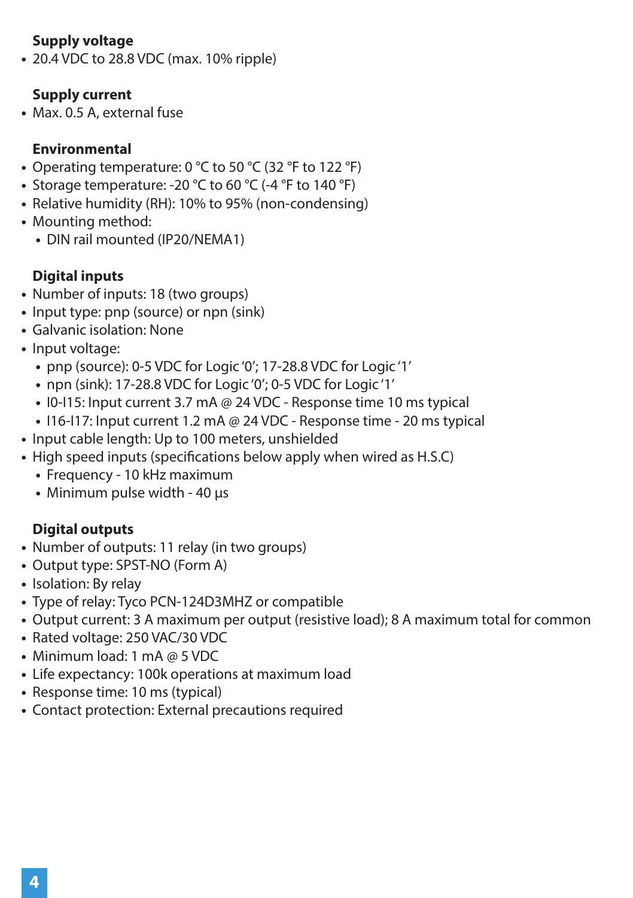**Supply voltage**

- 20.4 VDC to 28.8 VDC (max. 10% ripple)

**Supply current**

- Max. 0.5 A, external fuse

**Environmental**

- Operating temperature: 0 °C to 50 °C (32 °F to 122 °F)
- Storage temperature: -20 °C to 60 °C (-4 °F to 140 °F)
- Relative humidity (RH): 10% to 95% (non-condensing)
- Mounting method:
  - DIN rail mounted (IP20/NEMA1)

**Digital inputs**

- Number of inputs: 18 (two groups)
- Input type: pnp (source) or npn (sink)
- Galvanic isolation: None
- Input voltage:
  - pnp (source): 0-5 VDC for Logic '0'; 17-28.8 VDC for Logic '1'
  - npn (sink): 17-28.8 VDC for Logic '0'; 0-5 VDC for Logic '1'
  - I0-I15: Input current 3.7 mA @ 24 VDC - Response time 10 ms typical
  - I16-I17: Input current 1.2 mA @ 24 VDC - Response time - 20 ms typical
- Input cable length: Up to 100 meters, unshielded
- High speed inputs (specifications below apply when wired as H.S.C)
  - Frequency - 10 kHz maximum
  - Minimum pulse width - 40 µs

**Digital outputs**

- Number of outputs: 11 relay (in two groups)
- Output type: SPST-NO (Form A)
- Isolation: By relay
- Type of relay: Tyco PCN-124D3MHZ or compatible
- Output current: 3 A maximum per output (resistive load); 8 A maximum total for common
- Rated voltage: 250 VAC/30 VDC
- Minimum load: 1 mA @ 5 VDC
- Life expectancy: 100k operations at maximum load
- Response time: 10 ms (typical)
- Contact protection: External precautions required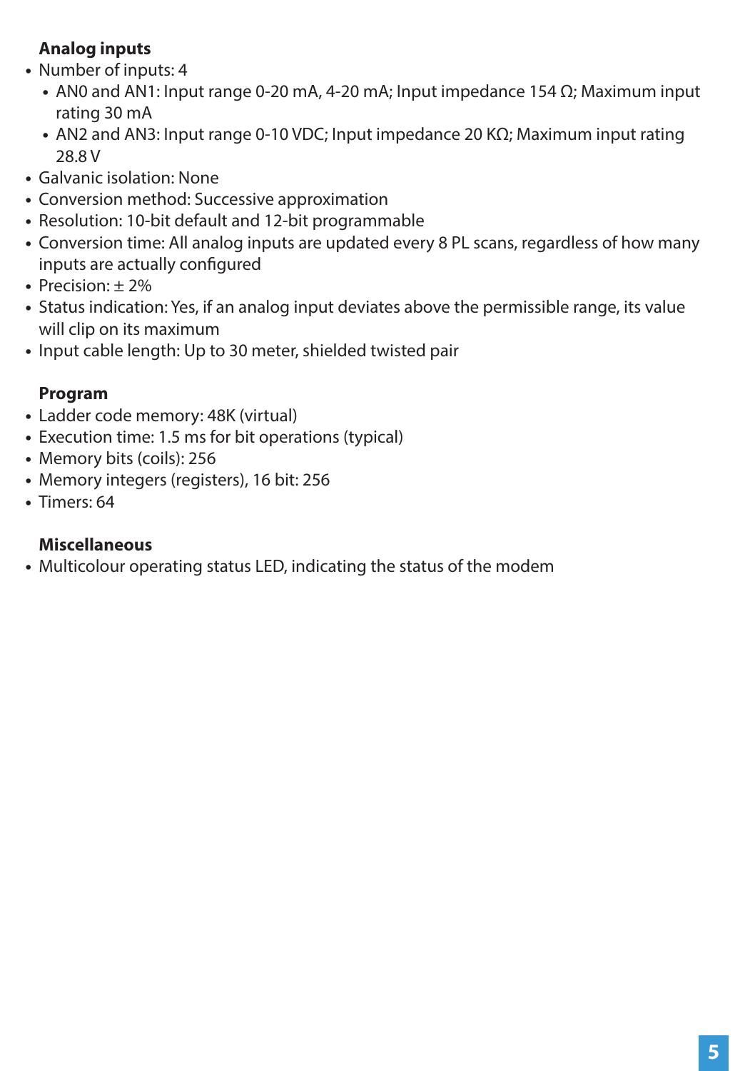**Analog inputs**

- Number of inputs: 4
  - AN0 and AN1: Input range 0-20 mA, 4-20 mA; Input impedance 154 Ω; Maximum input rating 30 mA
  - AN2 and AN3: Input range 0-10 VDC; Input impedance 20 KΩ; Maximum input rating 28.8 V
- Galvanic isolation: None
- Conversion method: Successive approximation
- Resolution: 10-bit default and 12-bit programmable
- Conversion time: All analog inputs are updated every 8 PL scans, regardless of how many inputs are actually configured
- Precision: ± 2%
- Status indication: Yes, if an analog input deviates above the permissible range, its value will clip on its maximum
- Input cable length: Up to 30 meter, shielded twisted pair

**Program**

- Ladder code memory: 48K (virtual)
- Execution time: 1.5 ms for bit operations (typical)
- Memory bits (coils): 256
- Memory integers (registers), 16 bit: 256
- Timers: 64

**Miscellaneous**

- Multicolour operating status LED, indicating the status of the modem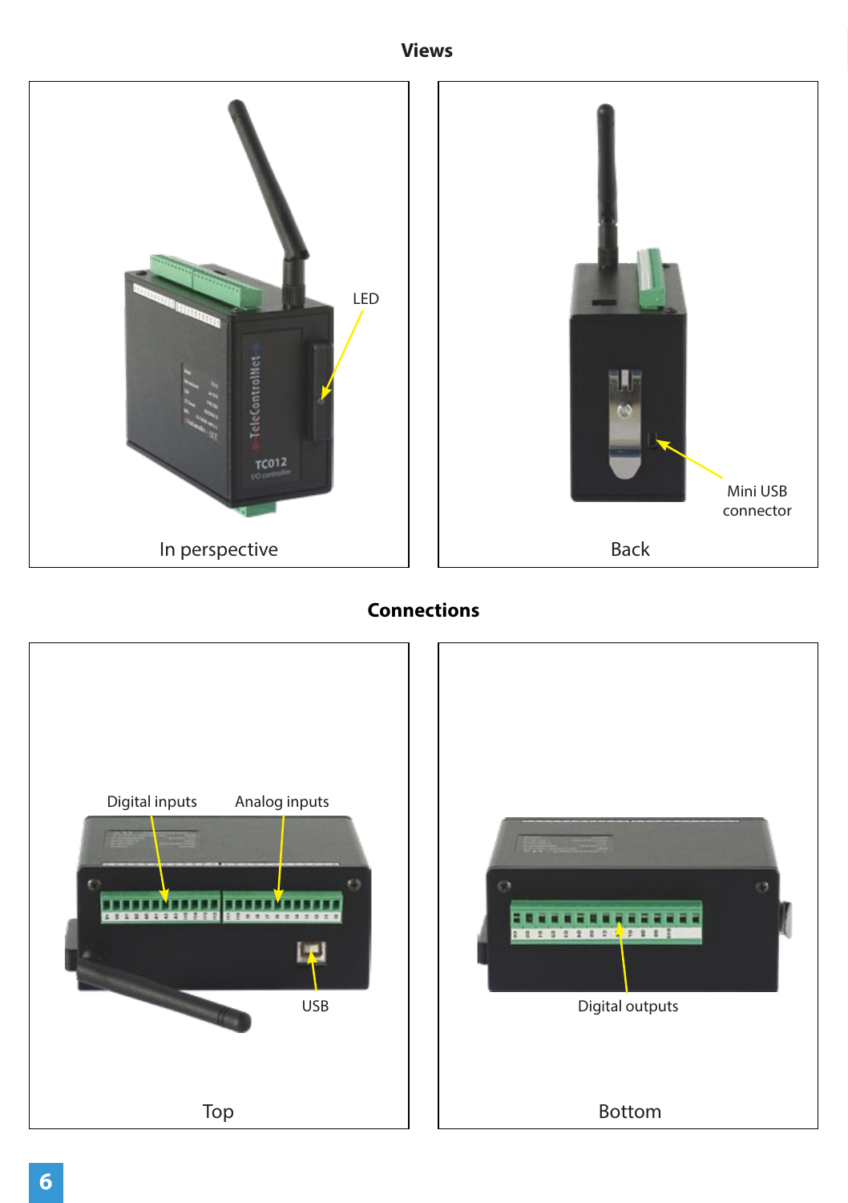## Views

LED

In perspective

Mini USB connector

Back

## Connections

Digital inputs

Analog inputs

USB

Top

Digital outputs

Bottom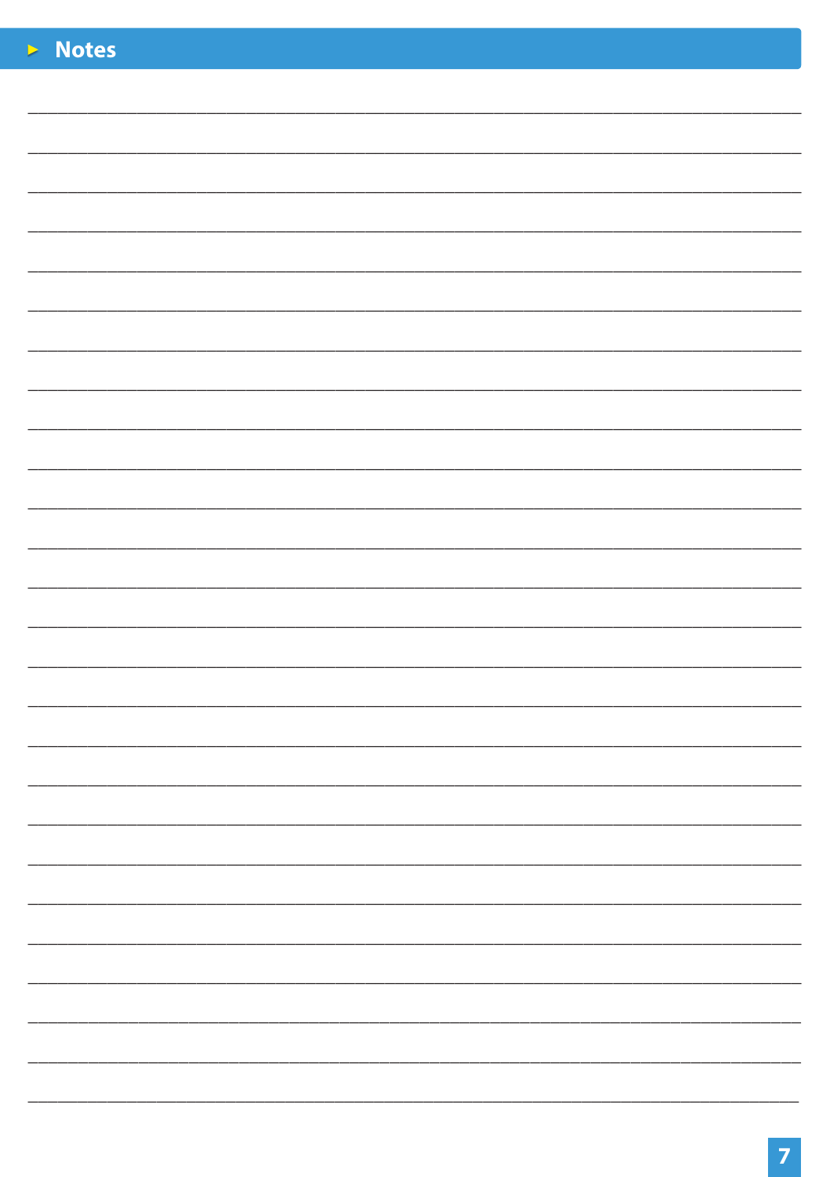## Notes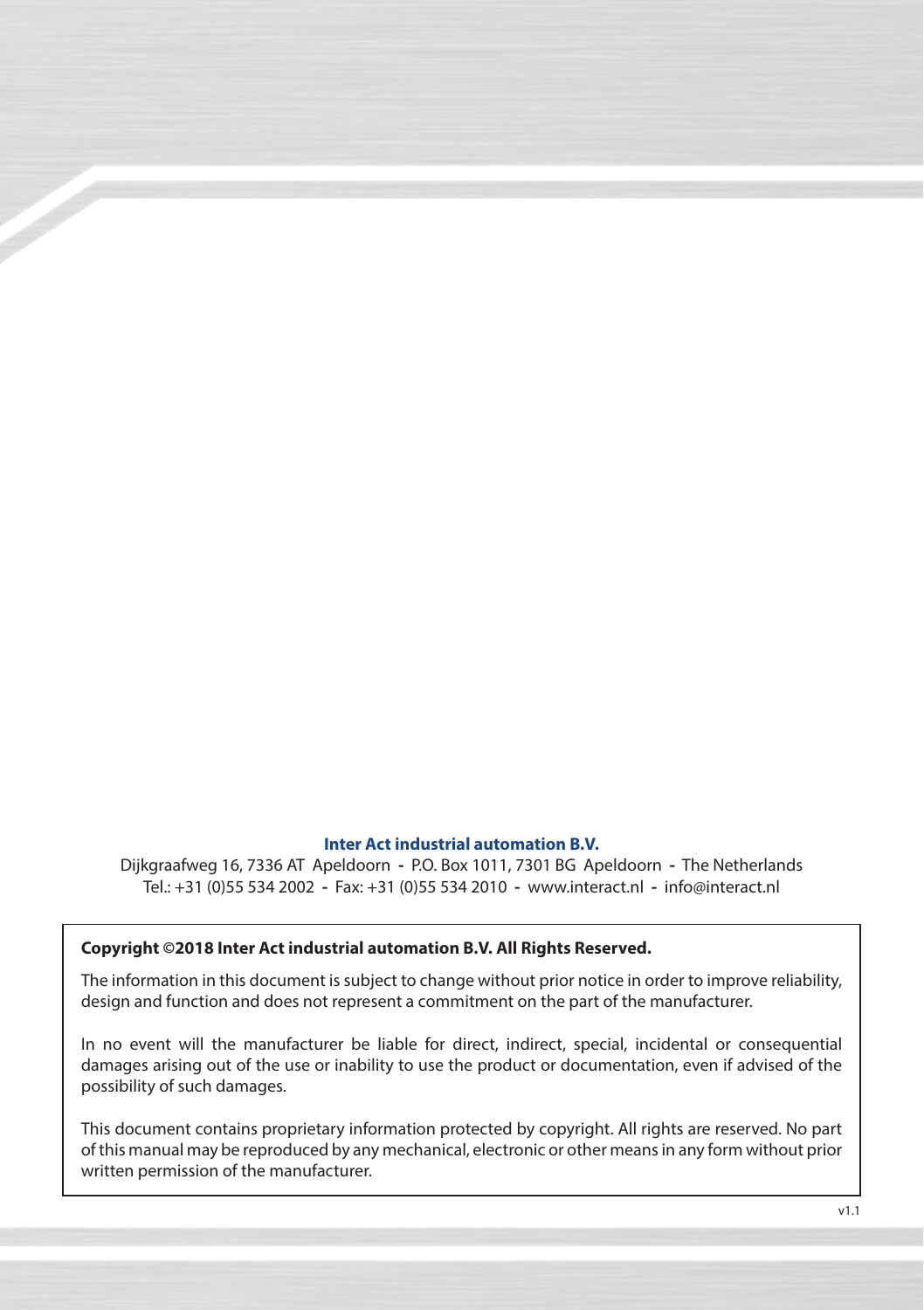**Inter Act industrial automation B.V.**

Dijkgraafweg 16, 7336 AT Apeldoorn - P.O. Box 1011, 7301 BG Apeldoorn - The Netherlands
Tel.: +31 (0)55 534 2002 - Fax: +31 (0)55 534 2010 - www.interact.nl - info@interact.nl

**Copyright ©2018 Inter Act industrial automation B.V. All Rights Reserved.**

The information in this document is subject to change without prior notice in order to improve reliability, design and function and does not represent a commitment on the part of the manufacturer.

In no event will the manufacturer be liable for direct, indirect, special, incidental or consequential damages arising out of the use or inability to use the product or documentation, even if advised of the possibility of such damages.

This document contains proprietary information protected by copyright. All rights are reserved. No part of this manual may be reproduced by any mechanical, electronic or other means in any form without prior written permission of the manufacturer.

v1.1